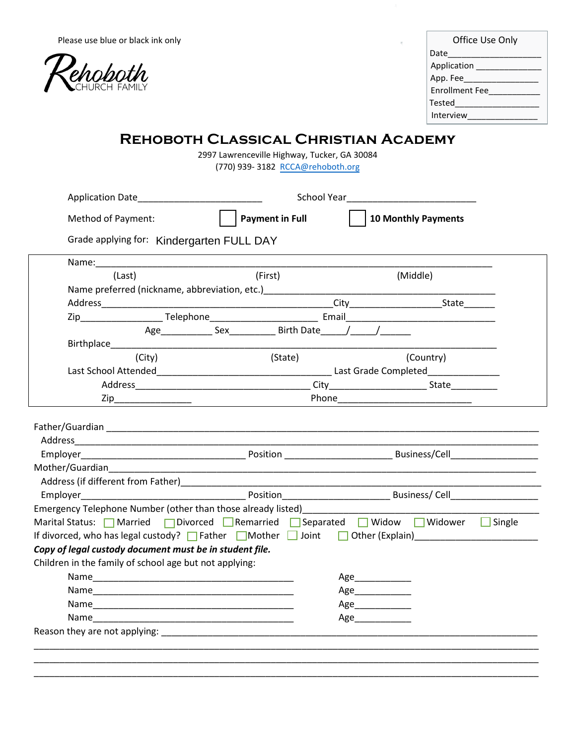Please use blue or black ink only

Rehoboth CHURCH FAMILY

| Office Use Only |
|---|
| Date___________________ |
| Application ______________ |
| App. Fee________________ |
| Enrollment Fee___________ |
| Tested__________________ |
| Interview_______________ |

# Rehoboth Classical Christian Academy

2997 Lawrenceville Highway, Tucker, GA 30084
(770) 939- 3182 RCCA@rehoboth.org

Application Date________________________ School Year_________________________

Method of Payment: ☐ **Payment in Full** ☐ **10 Monthly Payments**

Grade applying for: Kindergarten FULL DAY

Name:___________________________________________________________________________
(Last) (First) (Middle)

Name preferred (nickname, abbreviation, etc.)_____________________________________________

Address_____________________________________________City_________________State______

Zip________________ Telephone_____________________ Email______________________________

Age__________ Sex_________ Birth Date_____/_____/______

Birthplace__________________________________________________________________________
(City) (State) (Country)

Last School Attended__________________________________ Last Grade Completed______________

Address___________________________________ City___________________ State_________

Zip_______________ Phone__________________________

Father/Guardian _________________________________________________________________________

Address_____________________________________________________________________________

Employer________________________________ Position ____________________ Business/Cell_________________

Mother/Guardian_________________________________________________________________________

Address (if different from Father)_________________________________________________________

Employer________________________________ Position____________________ Business/ Cell_________________

Emergency Telephone Number (other than those already listed)_______________________________________

Marital Status: ☐ Married ☐ Divorced ☐ Remarried ☐ Separated ☐ Widow ☐ Widower ☐ Single

If divorced, who has legal custody? ☐ Father ☐ Mother ☐ Joint ☐ Other (Explain)_______________________

***Copy of legal custody document must be in student file.***

Children in the family of school age but not applying:

Name_______________________________________ Age___________

Name_______________________________________ Age___________

Name_______________________________________ Age___________

Name_______________________________________ Age___________

Reason they are not applying: _______________________________________________________________

_____________________________________________________________________________________

_____________________________________________________________________________________

_____________________________________________________________________________________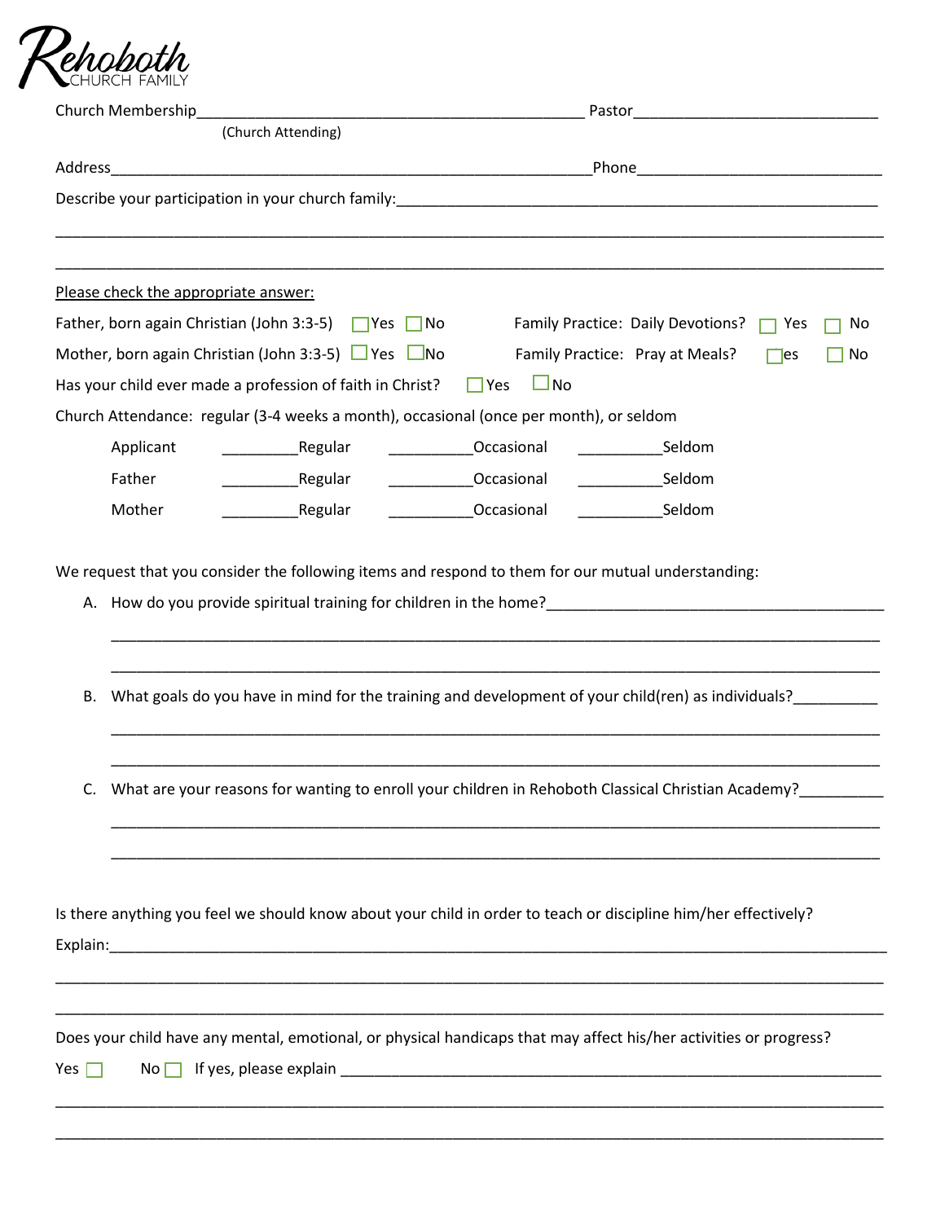Rehoboth
CHURCH FAMILY

Church Membership_____________________________________________ Pastor_____________________________
(Church Attending)

Address________________________________________________________Phone_____________________________

Describe your participation in your church family:_________________________________________________________

_______________________________________________________________________________________________

_______________________________________________________________________________________________

Please check the appropriate answer:

Father, born again Christian (John 3:3-5) ☐ Yes ☐ No    Family Practice: Daily Devotions? ☐ Yes ☐ No

Mother, born again Christian (John 3:3-5) ☐ Yes ☐ No    Family Practice: Pray at Meals? ☐ es ☐ No

Has your child ever made a profession of faith in Christ? ☐ Yes ☐ No

Church Attendance: regular (3-4 weeks a month), occasional (once per month), or seldom

| | | | |
|---|---|---|---|
| Applicant | _________Regular | __________Occasional | __________Seldom |
| Father | _________Regular | __________Occasional | __________Seldom |
| Mother | _________Regular | __________Occasional | __________Seldom |

We request that you consider the following items and respond to them for our mutual understanding:

A. How do you provide spiritual training for children in the home?_________________________________________

_______________________________________________________________________________________________

_______________________________________________________________________________________________

B. What goals do you have in mind for the training and development of your child(ren) as individuals?__________

_______________________________________________________________________________________________

_______________________________________________________________________________________________

C. What are your reasons for wanting to enroll your children in Rehoboth Classical Christian Academy?__________

_______________________________________________________________________________________________

_______________________________________________________________________________________________

Is there anything you feel we should know about your child in order to teach or discipline him/her effectively?

Explain:________________________________________________________________________________________

_______________________________________________________________________________________________

_______________________________________________________________________________________________

Does your child have any mental, emotional, or physical handicaps that may affect his/her activities or progress?

Yes ☐    No ☐  If yes, please explain _______________________________________________________________

_______________________________________________________________________________________________

_______________________________________________________________________________________________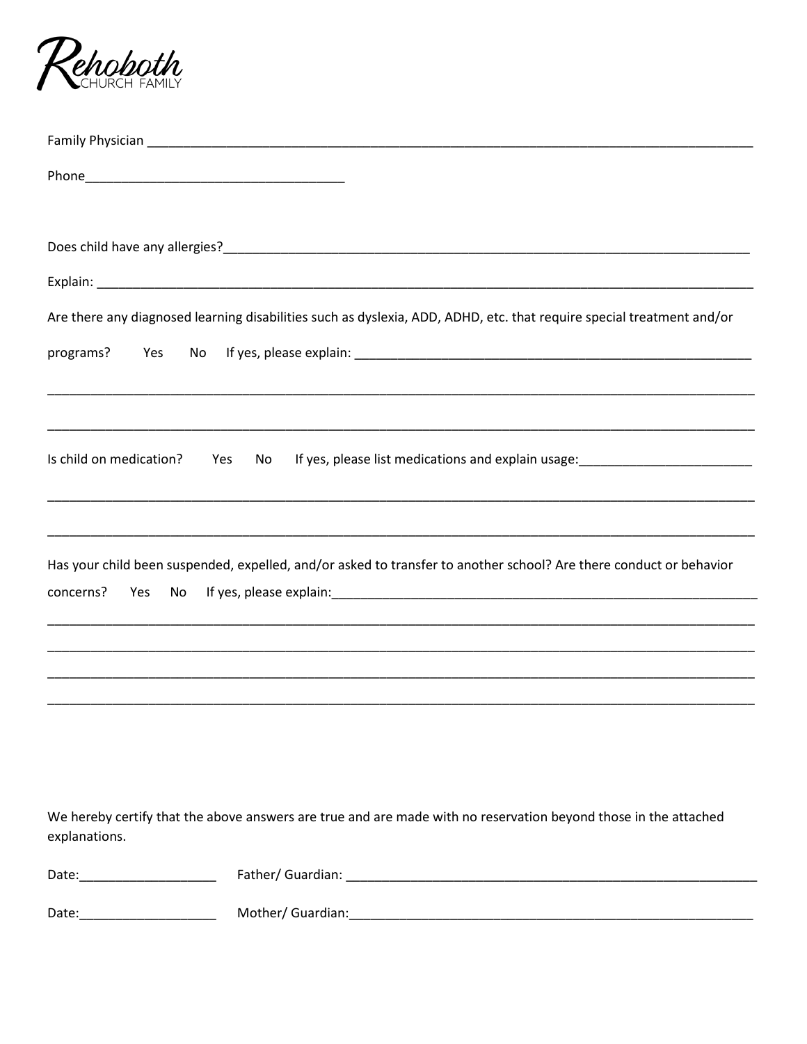**Rehoboth** CHURCH FAMILY

Family Physician ___________________________________________________________________________

Phone___________________________________

Does child have any allergies?_______________________________________________________________

Explain: ________________________________________________________________________________

Are there any diagnosed learning disabilities such as dyslexia, ADD, ADHD, etc. that require special treatment and/or programs? Yes No If yes, please explain: ___________________________________________________

_______________________________________________________________________________________

_______________________________________________________________________________________

Is child on medication? Yes No If yes, please list medications and explain usage:________________________

_______________________________________________________________________________________

_______________________________________________________________________________________

Has your child been suspended, expelled, and/or asked to transfer to another school? Are there conduct or behavior concerns? Yes No If yes, please explain:_________________________________________________________

_______________________________________________________________________________________

_______________________________________________________________________________________

_______________________________________________________________________________________

_______________________________________________________________________________________

We hereby certify that the above answers are true and are made with no reservation beyond those in the attached explanations.

Date:___________________ Father/ Guardian: _________________________________________________

Date:___________________ Mother/ Guardian:_________________________________________________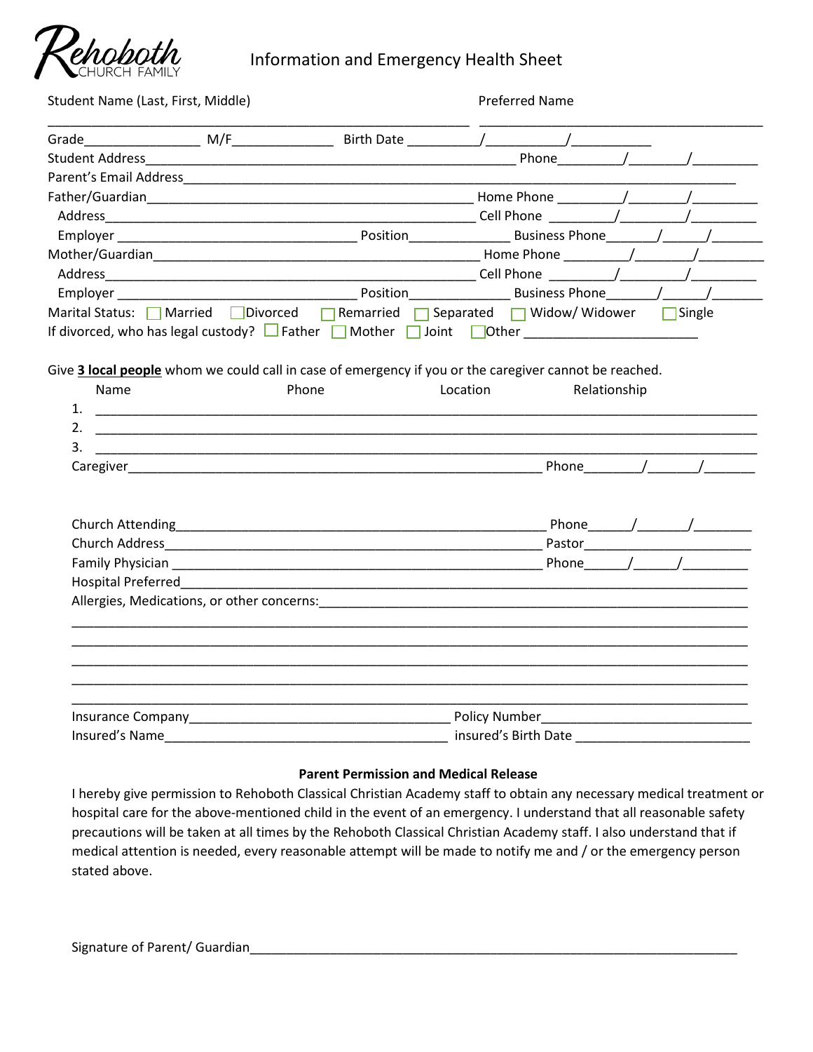Rehoboth CHURCH FAMILY

# Information and Emergency Health Sheet

Student Name (Last, First, Middle) ____________________________________________ Preferred Name ____________________________________

Grade________________ M/F______________ Birth Date __________/___________/___________

Student Address_____________________________________________________ Phone_________/________/_________

Parent's Email Address_______________________________________________________________________________

Father/Guardian_______________________________________________ Home Phone _________/________/_________

Address______________________________________________________ Cell Phone _________/_________/_________

Employer _________________________________ Position______________ Business Phone_______/______/_______

Mother/Guardian_______________________________________________ Home Phone _________/________/_________

Address______________________________________________________ Cell Phone _________/_________/_________

Employer _________________________________ Position______________ Business Phone_______/______/_______

Marital Status: ☐ Married ☐ Divorced ☐ Remarried ☐ Separated ☐ Widow/ Widower ☐ Single

If divorced, who has legal custody? ☐ Father ☐ Mother ☐ Joint ☐ Other ________________________

Give **3 local people** whom we could call in case of emergency if you or the caregiver cannot be reached.

| | Name | Phone | Location | Relationship |
|---|---|---|---|---|
| 1. | | | | |
| 2. | | | | |
| 3. | | | | |

Caregiver__________________________________________________________ Phone________/_______/_______

Church Attending____________________________________________________ Phone______/_______/________

Church Address_____________________________________________________ Pastor_______________________

Family Physician ____________________________________________________ Phone______/______/_________

Hospital Preferred_____________________________________________________________________________

Allergies, Medications, or other concerns:___________________________________________________________

_____________________________________________________________________________________________

_____________________________________________________________________________________________

_____________________________________________________________________________________________

_____________________________________________________________________________________________

_____________________________________________________________________________________________

Insurance Company___________________________________ Policy Number____________________________

Insured's Name______________________________________ insured's Birth Date ________________________

**Parent Permission and Medical Release**

I hereby give permission to Rehoboth Classical Christian Academy staff to obtain any necessary medical treatment or hospital care for the above-mentioned child in the event of an emergency. I understand that all reasonable safety precautions will be taken at all times by the Rehoboth Classical Christian Academy staff. I also understand that if medical attention is needed, every reasonable attempt will be made to notify me and / or the emergency person stated above.

Signature of Parent/ Guardian_____________________________________________________________________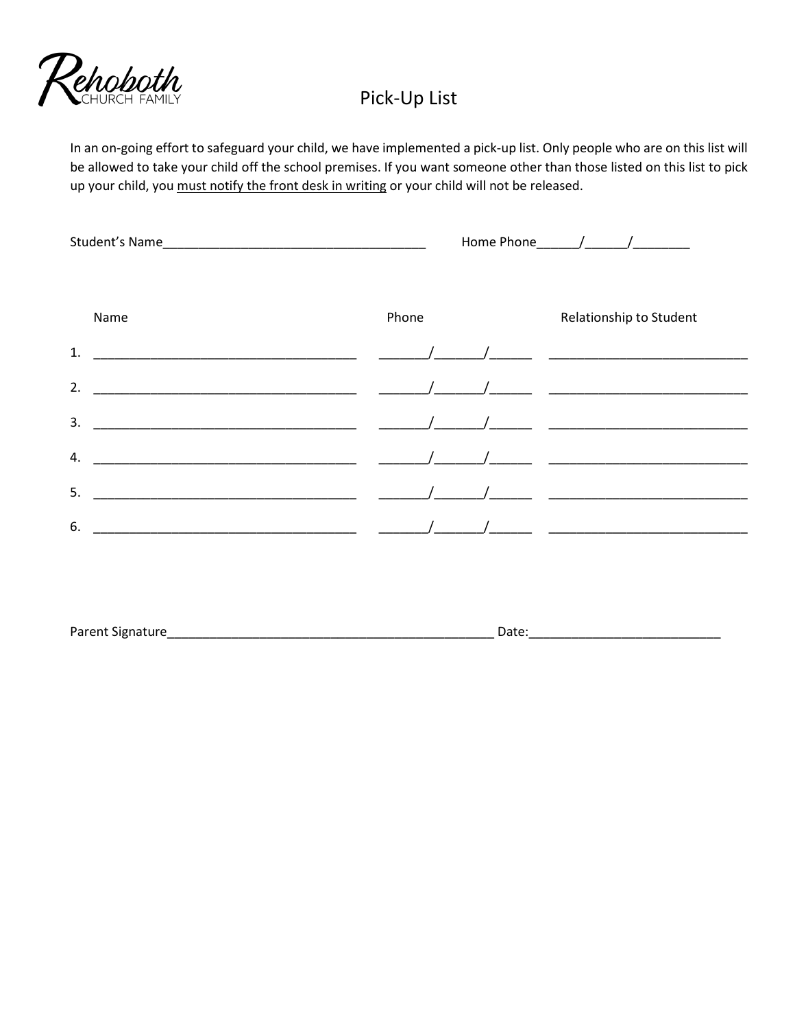Rehoboth
CHURCH FAMILY

# Pick-Up List

In an on-going effort to safeguard your child, we have implemented a pick-up list. Only people who are on this list will be allowed to take your child off the school premises. If you want someone other than those listed on this list to pick up your child, you <u>must notify the front desk in writing</u> or your child will not be released.

Student's Name_____________________________________ Home Phone______/______/________

| | Name | Phone | Relationship to Student |
|---|---|---|---|
| 1. | _____________________________________ | _______/_______/______ | ___________________________ |
| 2. | _____________________________________ | _______/_______/______ | ___________________________ |
| 3. | _____________________________________ | _______/_______/______ | ___________________________ |
| 4. | _____________________________________ | _______/_______/______ | ___________________________ |
| 5. | _____________________________________ | _______/_______/______ | ___________________________ |
| 6. | _____________________________________ | _______/_______/______ | ___________________________ |

Parent Signature______________________________________________ Date:___________________________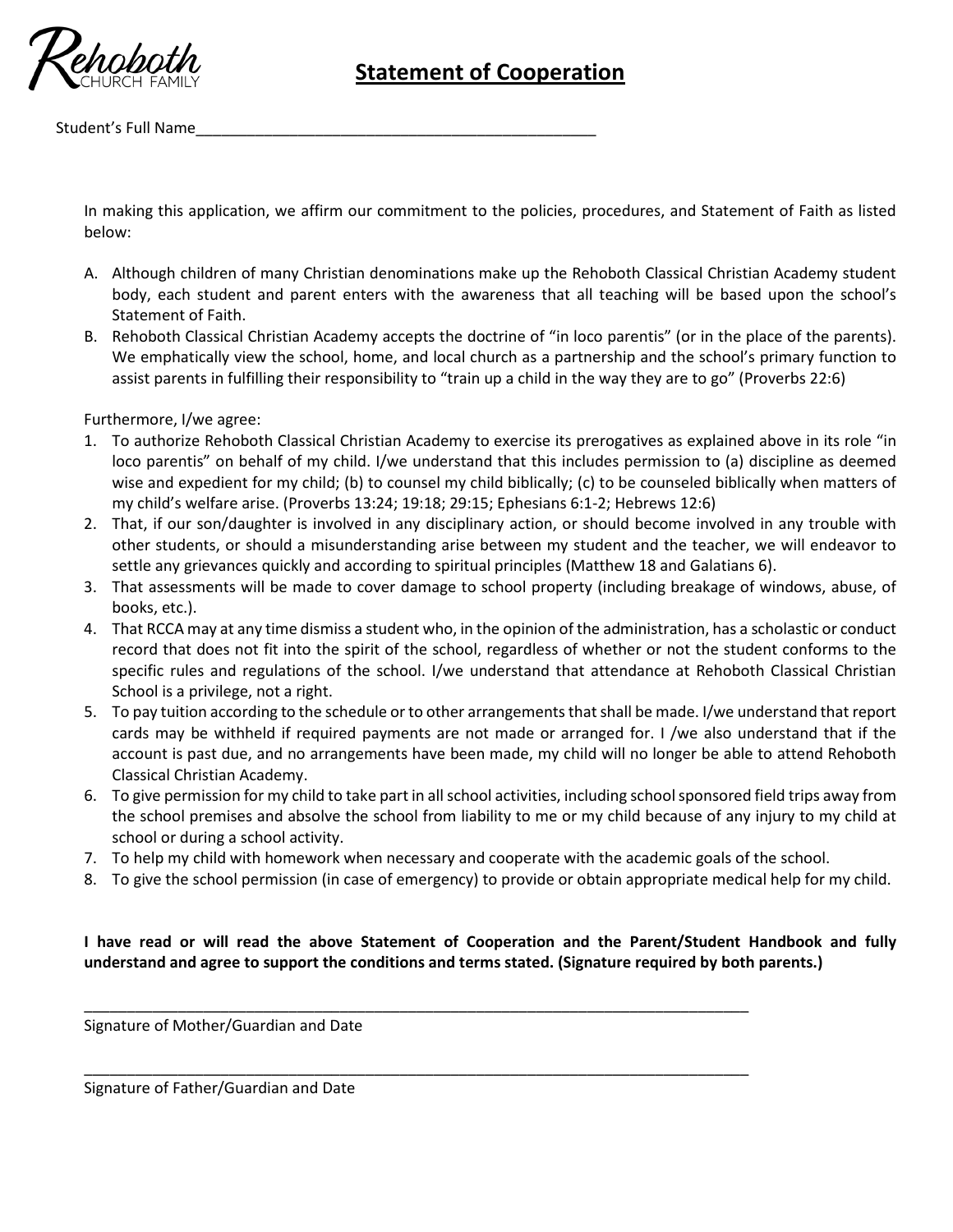Rehoboth CHURCH FAMILY

# Statement of Cooperation

Student's Full Name_______________________________________________

In making this application, we affirm our commitment to the policies, procedures, and Statement of Faith as listed below:

A. Although children of many Christian denominations make up the Rehoboth Classical Christian Academy student body, each student and parent enters with the awareness that all teaching will be based upon the school's Statement of Faith.
B. Rehoboth Classical Christian Academy accepts the doctrine of "in loco parentis" (or in the place of the parents). We emphatically view the school, home, and local church as a partnership and the school's primary function to assist parents in fulfilling their responsibility to "train up a child in the way they are to go" (Proverbs 22:6)

Furthermore, I/we agree:

1. To authorize Rehoboth Classical Christian Academy to exercise its prerogatives as explained above in its role "in loco parentis" on behalf of my child. I/we understand that this includes permission to (a) discipline as deemed wise and expedient for my child; (b) to counsel my child biblically; (c) to be counseled biblically when matters of my child's welfare arise. (Proverbs 13:24; 19:18; 29:15; Ephesians 6:1-2; Hebrews 12:6)
2. That, if our son/daughter is involved in any disciplinary action, or should become involved in any trouble with other students, or should a misunderstanding arise between my student and the teacher, we will endeavor to settle any grievances quickly and according to spiritual principles (Matthew 18 and Galatians 6).
3. That assessments will be made to cover damage to school property (including breakage of windows, abuse, of books, etc.).
4. That RCCA may at any time dismiss a student who, in the opinion of the administration, has a scholastic or conduct record that does not fit into the spirit of the school, regardless of whether or not the student conforms to the specific rules and regulations of the school. I/we understand that attendance at Rehoboth Classical Christian School is a privilege, not a right.
5. To pay tuition according to the schedule or to other arrangements that shall be made. I/we understand that report cards may be withheld if required payments are not made or arranged for. I /we also understand that if the account is past due, and no arrangements have been made, my child will no longer be able to attend Rehoboth Classical Christian Academy.
6. To give permission for my child to take part in all school activities, including school sponsored field trips away from the school premises and absolve the school from liability to me or my child because of any injury to my child at school or during a school activity.
7. To help my child with homework when necessary and cooperate with the academic goals of the school.
8. To give the school permission (in case of emergency) to provide or obtain appropriate medical help for my child.

**I have read or will read the above Statement of Cooperation and the Parent/Student Handbook and fully understand and agree to support the conditions and terms stated. (Signature required by both parents.)**

_______________________________________________________________________________

Signature of Mother/Guardian and Date

_______________________________________________________________________________

Signature of Father/Guardian and Date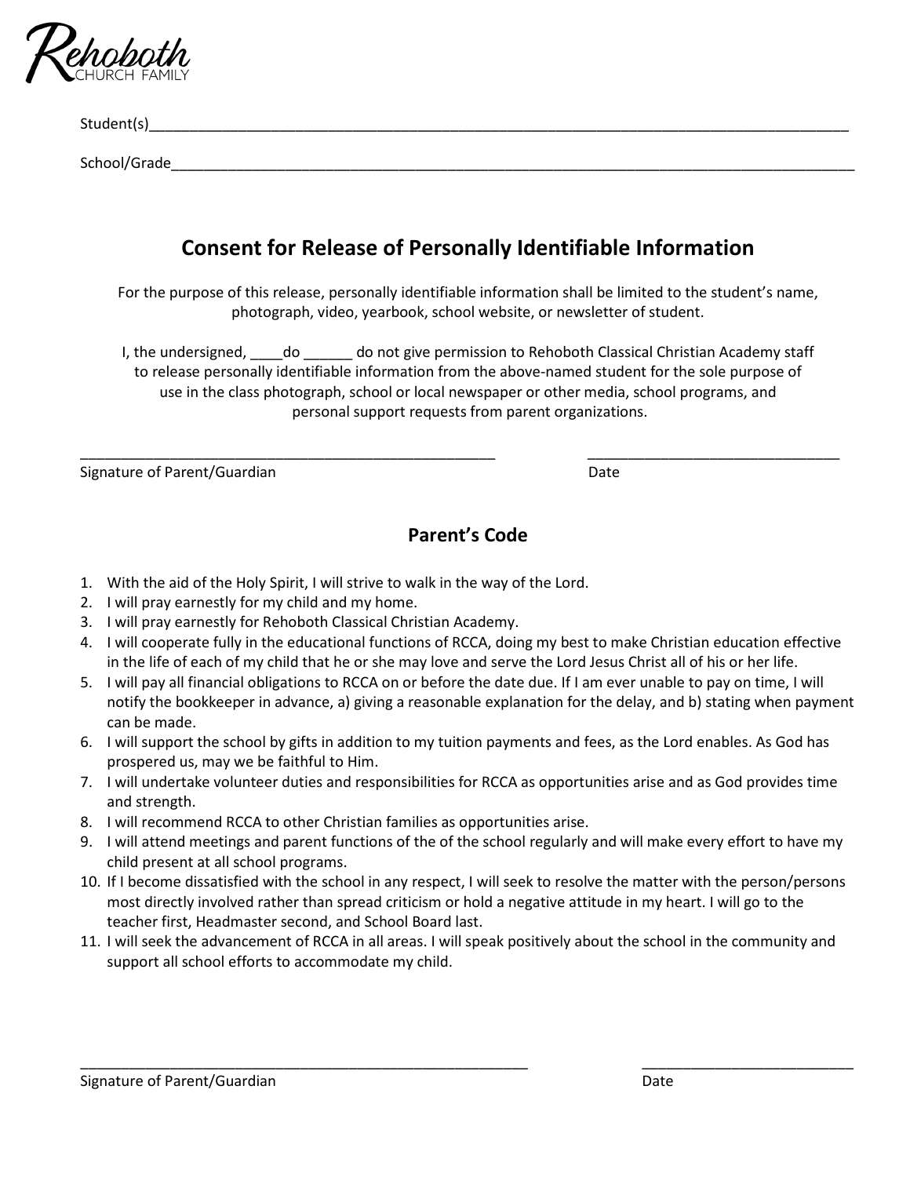Rehoboth CHURCH FAMILY

Student(s)________________________________________________________________________________________

School/Grade______________________________________________________________________________________

## Consent for Release of Personally Identifiable Information

For the purpose of this release, personally identifiable information shall be limited to the student's name, photograph, video, yearbook, school website, or newsletter of student.

I, the undersigned, ____do ______ do not give permission to Rehoboth Classical Christian Academy staff to release personally identifiable information from the above-named student for the sole purpose of use in the class photograph, school or local newspaper or other media, school programs, and personal support requests from parent organizations.

_____________________________________________________ _______________________________

Signature of Parent/Guardian Date

## Parent's Code

1. With the aid of the Holy Spirit, I will strive to walk in the way of the Lord.
2. I will pray earnestly for my child and my home.
3. I will pray earnestly for Rehoboth Classical Christian Academy.
4. I will cooperate fully in the educational functions of RCCA, doing my best to make Christian education effective in the life of each of my child that he or she may love and serve the Lord Jesus Christ all of his or her life.
5. I will pay all financial obligations to RCCA on or before the date due. If I am ever unable to pay on time, I will notify the bookkeeper in advance, a) giving a reasonable explanation for the delay, and b) stating when payment can be made.
6. I will support the school by gifts in addition to my tuition payments and fees, as the Lord enables. As God has prospered us, may we be faithful to Him.
7. I will undertake volunteer duties and responsibilities for RCCA as opportunities arise and as God provides time and strength.
8. I will recommend RCCA to other Christian families as opportunities arise.
9. I will attend meetings and parent functions of the of the school regularly and will make every effort to have my child present at all school programs.
10. If I become dissatisfied with the school in any respect, I will seek to resolve the matter with the person/persons most directly involved rather than spread criticism or hold a negative attitude in my heart. I will go to the teacher first, Headmaster second, and School Board last.
11. I will seek the advancement of RCCA in all areas. I will speak positively about the school in the community and support all school efforts to accommodate my child.

_________________________________________________________ ___________________________

Signature of Parent/Guardian Date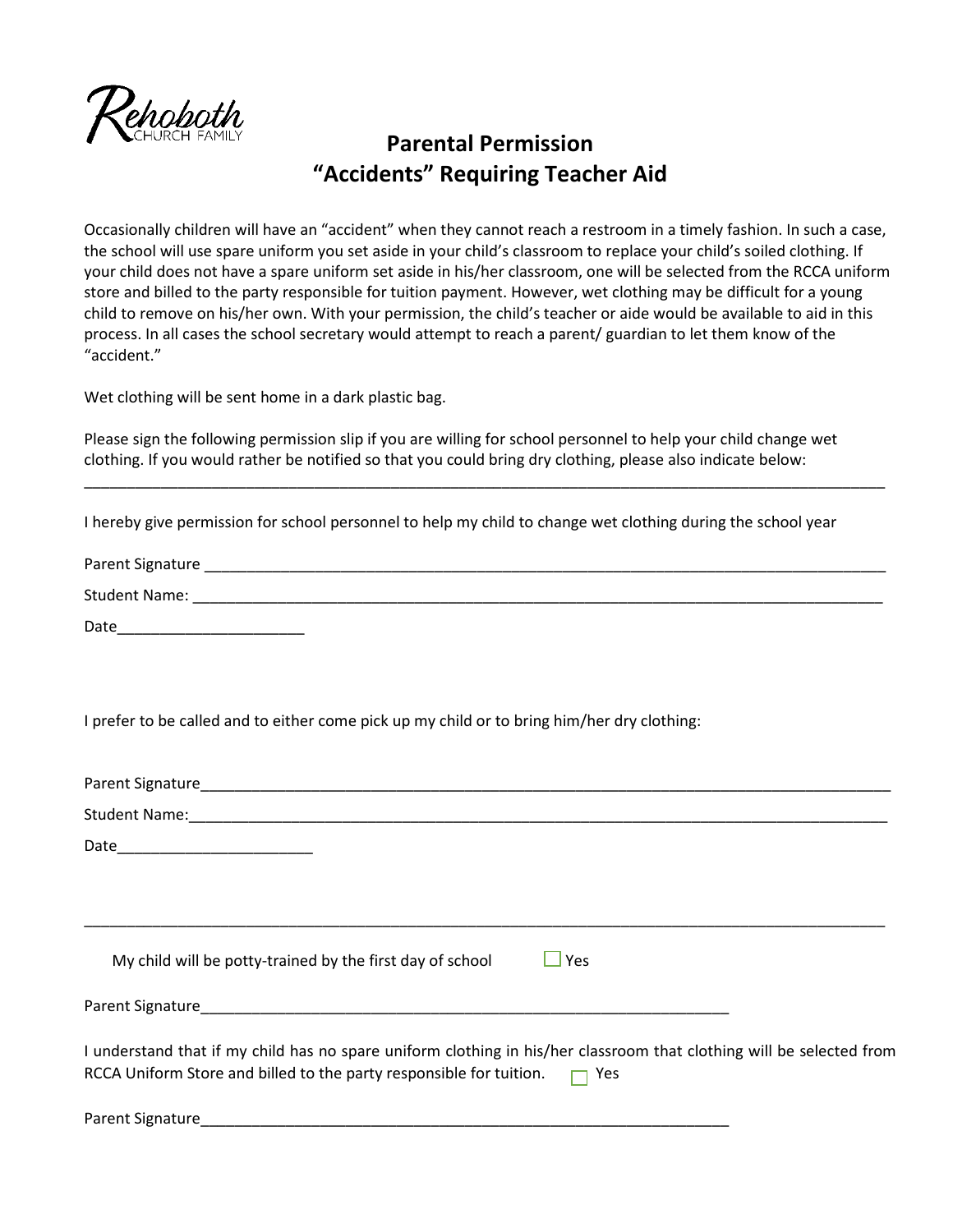Rehoboth CHURCH FAMILY

# Parental Permission
# "Accidents" Requiring Teacher Aid

Occasionally children will have an "accident" when they cannot reach a restroom in a timely fashion. In such a case, the school will use spare uniform you set aside in your child's classroom to replace your child's soiled clothing. If your child does not have a spare uniform set aside in his/her classroom, one will be selected from the RCCA uniform store and billed to the party responsible for tuition payment. However, wet clothing may be difficult for a young child to remove on his/her own. With your permission, the child's teacher or aide would be available to aid in this process. In all cases the school secretary would attempt to reach a parent/ guardian to let them know of the "accident."

Wet clothing will be sent home in a dark plastic bag.

Please sign the following permission slip if you are willing for school personnel to help your child change wet clothing. If you would rather be notified so that you could bring dry clothing, please also indicate below:

---

I hereby give permission for school personnel to help my child to change wet clothing during the school year

Parent Signature ____________________________________________

Student Name: ____________________________________________

Date______________________

I prefer to be called and to either come pick up my child or to bring him/her dry clothing:

Parent Signature____________________________________________

Student Name:____________________________________________

Date______________________

---

My child will be potty-trained by the first day of school ☐ Yes

Parent Signature____________________________________________

I understand that if my child has no spare uniform clothing in his/her classroom that clothing will be selected from RCCA Uniform Store and billed to the party responsible for tuition. ☐ Yes

Parent Signature____________________________________________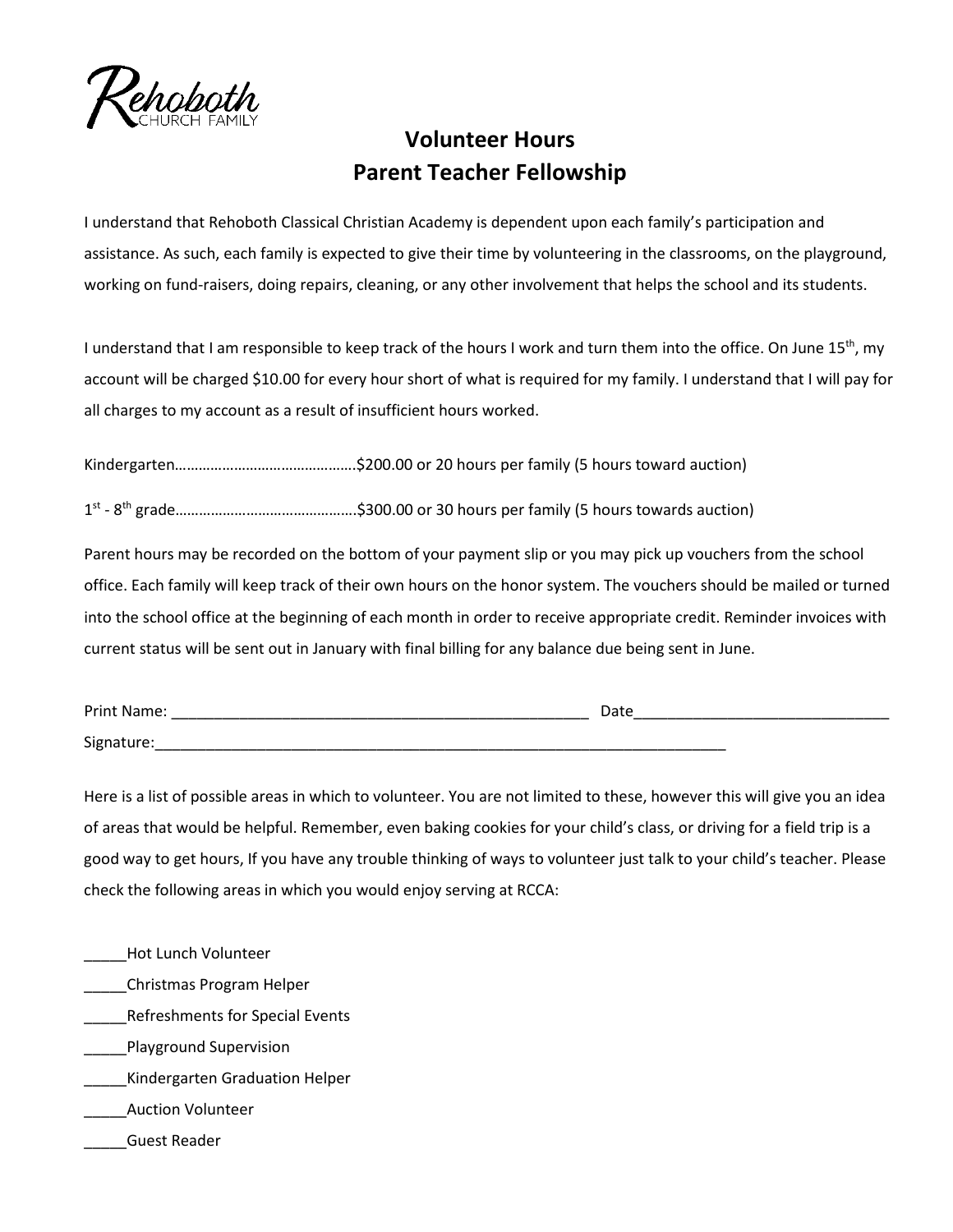Rehoboth
CHURCH FAMILY

# Volunteer Hours
# Parent Teacher Fellowship

I understand that Rehoboth Classical Christian Academy is dependent upon each family's participation and assistance. As such, each family is expected to give their time by volunteering in the classrooms, on the playground, working on fund-raisers, doing repairs, cleaning, or any other involvement that helps the school and its students.

I understand that I am responsible to keep track of the hours I work and turn them into the office. On June 15th, my account will be charged $10.00 for every hour short of what is required for my family. I understand that I will pay for all charges to my account as a result of insufficient hours worked.

Kindergarten……………………………………..$200.00 or 20 hours per family (5 hours toward auction)

1st - 8th grade……………………………………..$300.00 or 30 hours per family (5 hours towards auction)

Parent hours may be recorded on the bottom of your payment slip or you may pick up vouchers from the school office. Each family will keep track of their own hours on the honor system. The vouchers should be mailed or turned into the school office at the beginning of each month in order to receive appropriate credit. Reminder invoices with current status will be sent out in January with final billing for any balance due being sent in June.

Print Name: ___________________________________________________ Date______________________________

Signature:______________________________________________________________________

Here is a list of possible areas in which to volunteer. You are not limited to these, however this will give you an idea of areas that would be helpful. Remember, even baking cookies for your child's class, or driving for a field trip is a good way to get hours, If you have any trouble thinking of ways to volunteer just talk to your child's teacher. Please check the following areas in which you would enjoy serving at RCCA:

_____Hot Lunch Volunteer

_____Christmas Program Helper

_____Refreshments for Special Events

_____Playground Supervision

_____Kindergarten Graduation Helper

_____Auction Volunteer

_____Guest Reader